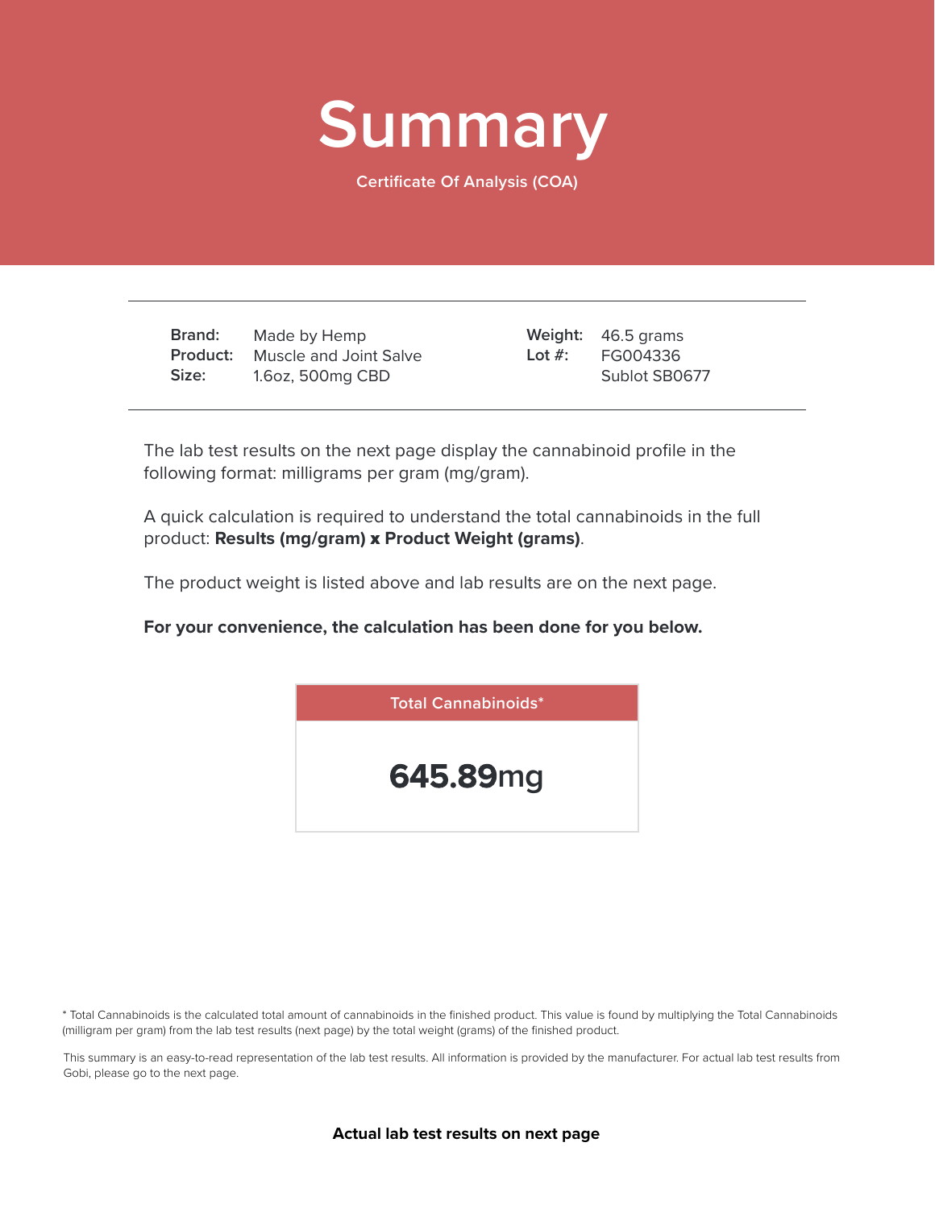# Summary

Certificate Of Analysis (COA)

| | | | |
|---|---|---|---|
| **Brand:** | Made by Hemp | **Weight:** | 46.5 grams |
| **Product:** | Muscle and Joint Salve | **Lot #:** | FG004336 |
| **Size:** | 1.6oz, 500mg CBD | | Sublot SB0677 |

The lab test results on the next page display the cannabinoid profile in the following format: milligrams per gram (mg/gram).

A quick calculation is required to understand the total cannabinoids in the full product: **Results (mg/gram) x Product Weight (grams)**.

The product weight is listed above and lab results are on the next page.

**For your convenience, the calculation has been done for you below.**

| Total Cannabinoids* |
|---|
| **645.89**mg |

* Total Cannabinoids is the calculated total amount of cannabinoids in the finished product. This value is found by multiplying the Total Cannabinoids (milligram per gram) from the lab test results (next page) by the total weight (grams) of the finished product.

This summary is an easy-to-read representation of the lab test results. All information is provided by the manufacturer. For actual lab test results from Gobi, please go to the next page.

**Actual lab test results on next page**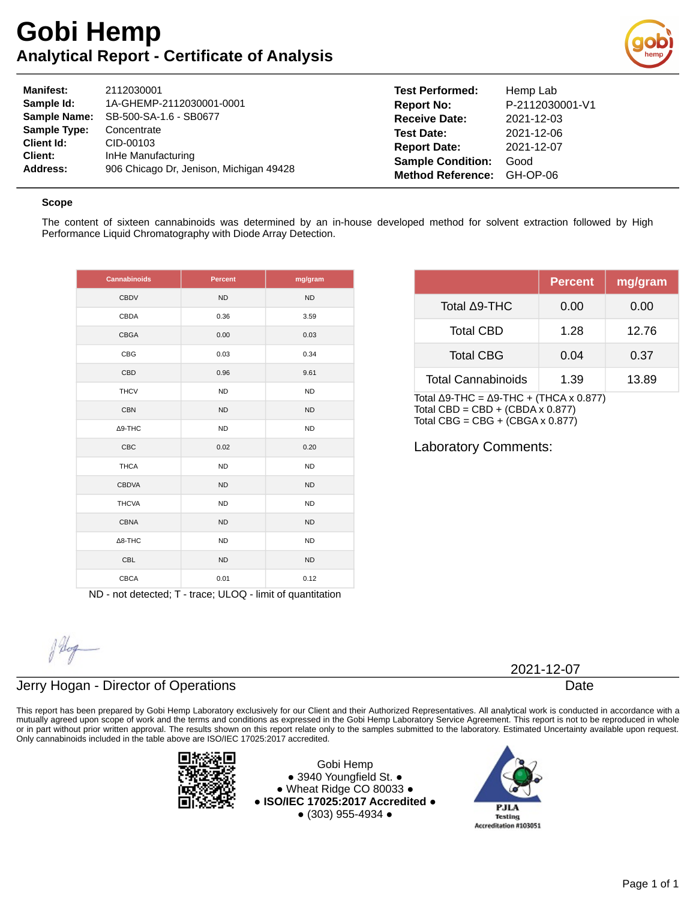# Gobi Hemp

## Analytical Report - Certificate of Analysis

| | | | |
|---|---|---|---|
| **Manifest:** | 2112030001 | **Test Performed:** | Hemp Lab |
| **Sample Id:** | 1A-GHEMP-2112030001-0001 | **Report No:** | P-2112030001-V1 |
| **Sample Name:** | SB-500-SA-1.6 - SB0677 | **Receive Date:** | 2021-12-03 |
| **Sample Type:** | Concentrate | **Test Date:** | 2021-12-06 |
| **Client Id:** | CID-00103 | **Report Date:** | 2021-12-07 |
| **Client:** | InHe Manufacturing | **Sample Condition:** | Good |
| **Address:** | 906 Chicago Dr, Jenison, Michigan 49428 | **Method Reference:** | GH-OP-06 |

### Scope

The content of sixteen cannabinoids was determined by an in-house developed method for solvent extraction followed by High Performance Liquid Chromatography with Diode Array Detection.

| Cannabinoids | Percent | mg/gram |
|---|---|---|
| CBDV | ND | ND |
| CBDA | 0.36 | 3.59 |
| CBGA | 0.00 | 0.03 |
| CBG | 0.03 | 0.34 |
| CBD | 0.96 | 9.61 |
| THCV | ND | ND |
| CBN | ND | ND |
| Δ9-THC | ND | ND |
| CBC | 0.02 | 0.20 |
| THCA | ND | ND |
| CBDVA | ND | ND |
| THCVA | ND | ND |
| CBNA | ND | ND |
| Δ8-THC | ND | ND |
| CBL | ND | ND |
| CBCA | 0.01 | 0.12 |

ND - not detected; T - trace; ULOQ - limit of quantitation

| | Percent | mg/gram |
|---|---|---|
| Total Δ9-THC | 0.00 | 0.00 |
| Total CBD | 1.28 | 12.76 |
| Total CBG | 0.04 | 0.37 |
| Total Cannabinoids | 1.39 | 13.89 |

Total Δ9-THC = Δ9-THC + (THCA x 0.877)
Total CBD = CBD + (CBDA x 0.877)
Total CBG = CBG + (CBGA x 0.877)

Laboratory Comments:

Jerry Hogan - Director of Operations

2021-12-07
Date

This report has been prepared by Gobi Hemp Laboratory exclusively for our Client and their Authorized Representatives. All analytical work is conducted in accordance with a mutually agreed upon scope of work and the terms and conditions as expressed in the Gobi Hemp Laboratory Service Agreement. This report is not to be reproduced in whole or in part without prior written approval. The results shown on this report relate only to the samples submitted to the laboratory. Estimated Uncertainty available upon request. Only cannabinoids included in the table above are ISO/IEC 17025:2017 accredited.

Gobi Hemp
• 3940 Youngfield St. •
• Wheat Ridge CO 80033 •
• **ISO/IEC 17025:2017 Accredited** •
• (303) 955-4934 •

PJLA Testing Accreditation #103051